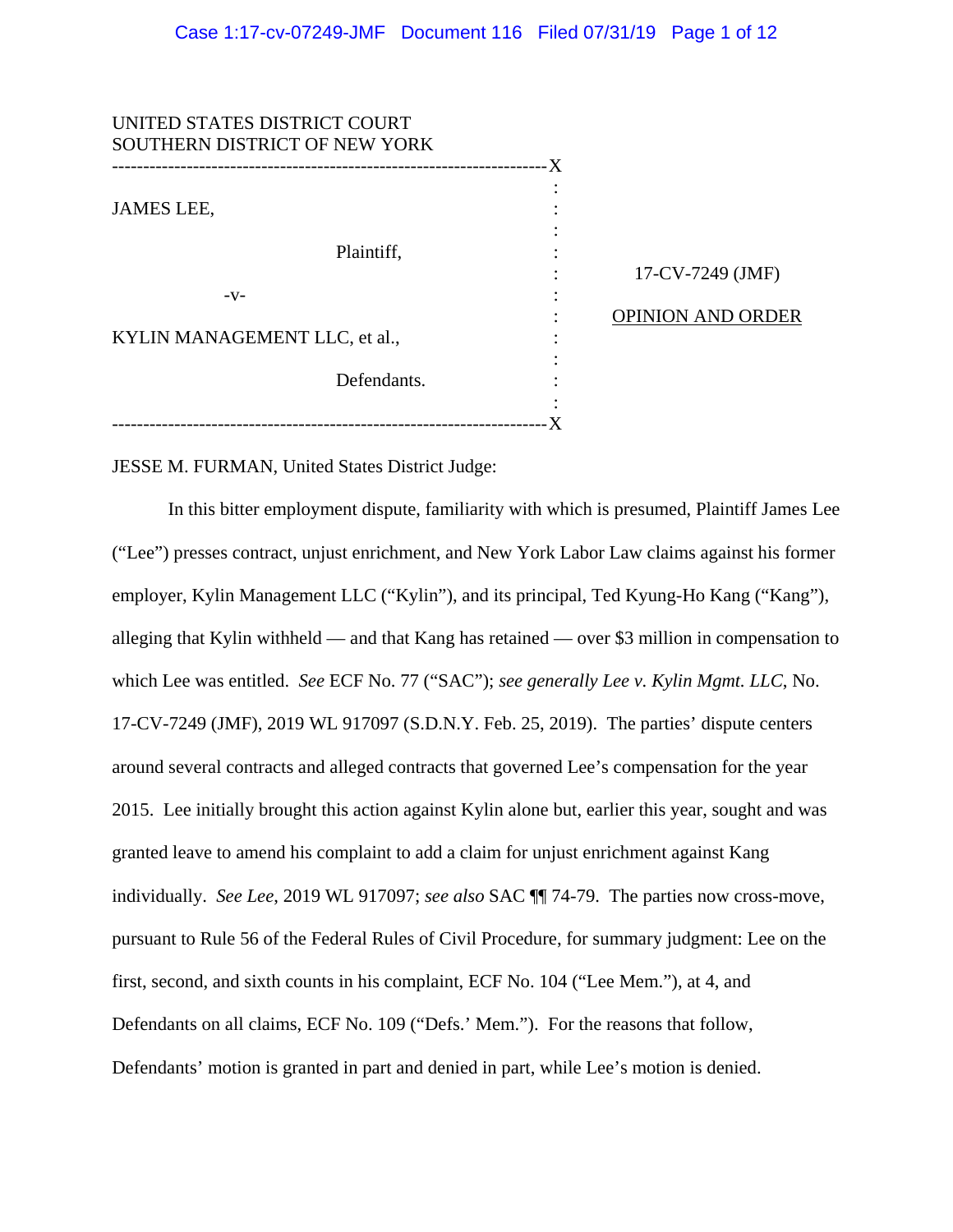UNITED STATES DISTRICT COURT
SOUTHERN DISTRICT OF NEW YORK

| | |
|---|---|
| JAMES LEE, Plaintiff, -v- KYLIN MANAGEMENT LLC, et al., Defendants. | 17-CV-7249 (JMF) <br> OPINION AND ORDER |

JESSE M. FURMAN, United States District Judge:

In this bitter employment dispute, familiarity with which is presumed, Plaintiff James Lee ("Lee") presses contract, unjust enrichment, and New York Labor Law claims against his former employer, Kylin Management LLC ("Kylin"), and its principal, Ted Kyung-Ho Kang ("Kang"), alleging that Kylin withheld — and that Kang has retained — over $3 million in compensation to which Lee was entitled. *See* ECF No. 77 ("SAC"); *see generally Lee v. Kylin Mgmt. LLC*, No. 17-CV-7249 (JMF), 2019 WL 917097 (S.D.N.Y. Feb. 25, 2019). The parties' dispute centers around several contracts and alleged contracts that governed Lee's compensation for the year 2015. Lee initially brought this action against Kylin alone but, earlier this year, sought and was granted leave to amend his complaint to add a claim for unjust enrichment against Kang individually. *See Lee*, 2019 WL 917097; *see also* SAC ¶¶ 74-79. The parties now cross-move, pursuant to Rule 56 of the Federal Rules of Civil Procedure, for summary judgment: Lee on the first, second, and sixth counts in his complaint, ECF No. 104 ("Lee Mem."), at 4, and Defendants on all claims, ECF No. 109 ("Defs.' Mem."). For the reasons that follow, Defendants' motion is granted in part and denied in part, while Lee's motion is denied.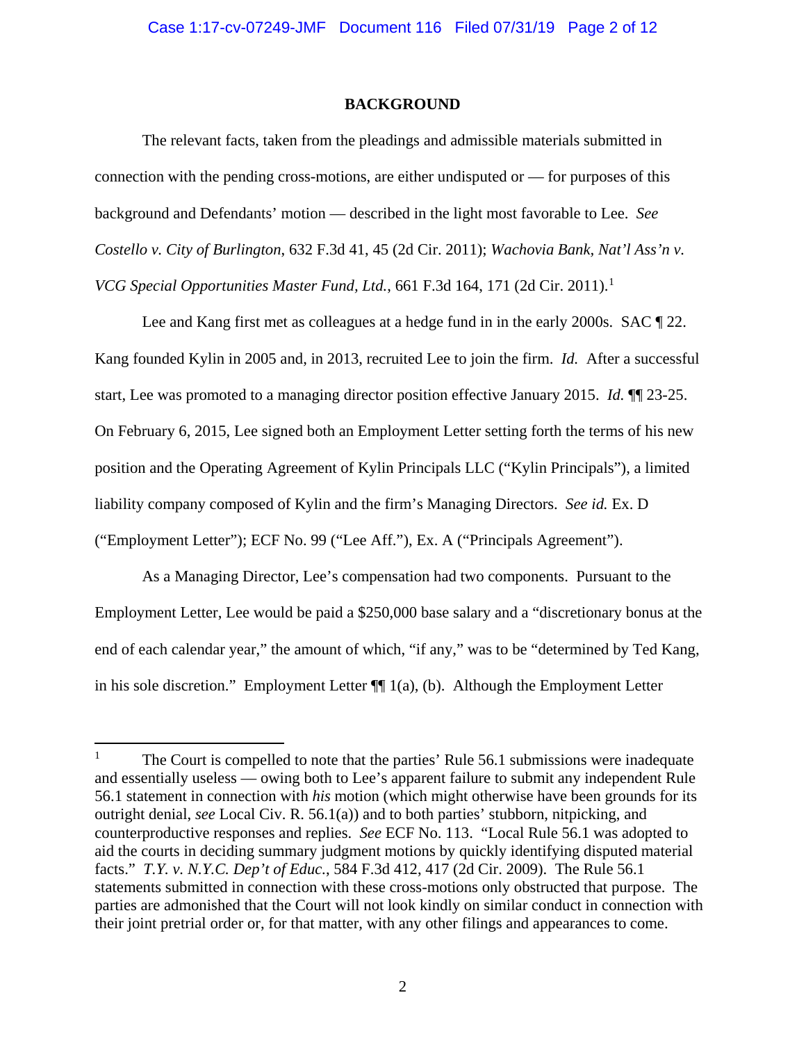## BACKGROUND

The relevant facts, taken from the pleadings and admissible materials submitted in connection with the pending cross-motions, are either undisputed or — for purposes of this background and Defendants' motion — described in the light most favorable to Lee. *See Costello v. City of Burlington*, 632 F.3d 41, 45 (2d Cir. 2011); *Wachovia Bank, Nat'l Ass'n v. VCG Special Opportunities Master Fund, Ltd.*, 661 F.3d 164, 171 (2d Cir. 2011).[1]

Lee and Kang first met as colleagues at a hedge fund in in the early 2000s. SAC ¶ 22. Kang founded Kylin in 2005 and, in 2013, recruited Lee to join the firm. *Id.* After a successful start, Lee was promoted to a managing director position effective January 2015. *Id.* ¶¶ 23-25. On February 6, 2015, Lee signed both an Employment Letter setting forth the terms of his new position and the Operating Agreement of Kylin Principals LLC ("Kylin Principals"), a limited liability company composed of Kylin and the firm's Managing Directors. *See id.* Ex. D ("Employment Letter"); ECF No. 99 ("Lee Aff."), Ex. A ("Principals Agreement").

As a Managing Director, Lee's compensation had two components. Pursuant to the Employment Letter, Lee would be paid a $250,000 base salary and a "discretionary bonus at the end of each calendar year," the amount of which, "if any," was to be "determined by Ted Kang, in his sole discretion." Employment Letter ¶¶ 1(a), (b). Although the Employment Letter

---

[1] The Court is compelled to note that the parties' Rule 56.1 submissions were inadequate and essentially useless — owing both to Lee's apparent failure to submit any independent Rule 56.1 statement in connection with *his* motion (which might otherwise have been grounds for its outright denial, *see* Local Civ. R. 56.1(a)) and to both parties' stubborn, nitpicking, and counterproductive responses and replies. *See* ECF No. 113. "Local Rule 56.1 was adopted to aid the courts in deciding summary judgment motions by quickly identifying disputed material facts." *T.Y. v. N.Y.C. Dep't of Educ.*, 584 F.3d 412, 417 (2d Cir. 2009). The Rule 56.1 statements submitted in connection with these cross-motions only obstructed that purpose. The parties are admonished that the Court will not look kindly on similar conduct in connection with their joint pretrial order or, for that matter, with any other filings and appearances to come.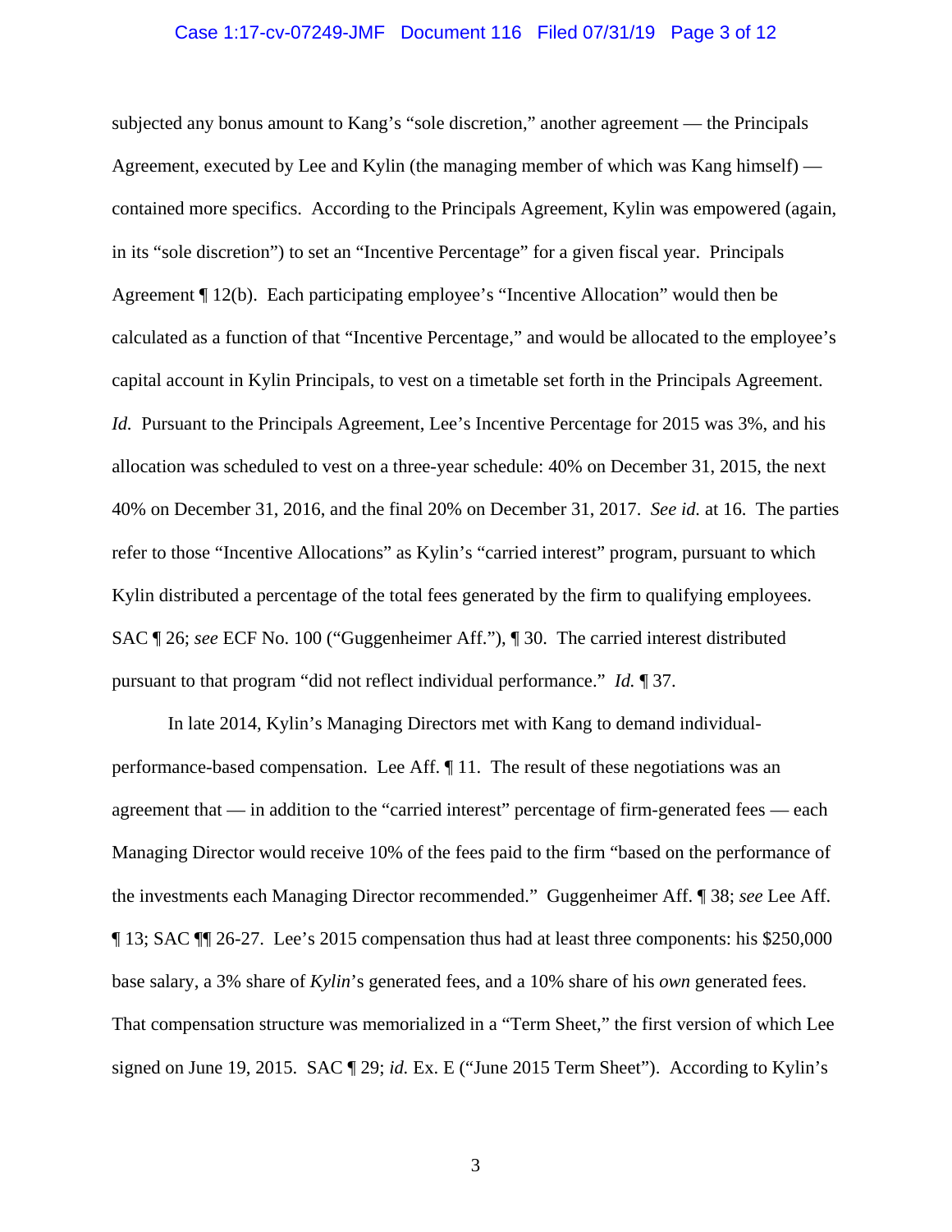subjected any bonus amount to Kang's "sole discretion," another agreement — the Principals Agreement, executed by Lee and Kylin (the managing member of which was Kang himself) — contained more specifics. According to the Principals Agreement, Kylin was empowered (again, in its "sole discretion") to set an "Incentive Percentage" for a given fiscal year. Principals Agreement ¶ 12(b). Each participating employee's "Incentive Allocation" would then be calculated as a function of that "Incentive Percentage," and would be allocated to the employee's capital account in Kylin Principals, to vest on a timetable set forth in the Principals Agreement. *Id.* Pursuant to the Principals Agreement, Lee's Incentive Percentage for 2015 was 3%, and his allocation was scheduled to vest on a three-year schedule: 40% on December 31, 2015, the next 40% on December 31, 2016, and the final 20% on December 31, 2017. *See id.* at 16. The parties refer to those "Incentive Allocations" as Kylin's "carried interest" program, pursuant to which Kylin distributed a percentage of the total fees generated by the firm to qualifying employees. SAC ¶ 26; *see* ECF No. 100 ("Guggenheimer Aff."), ¶ 30. The carried interest distributed pursuant to that program "did not reflect individual performance." *Id.* ¶ 37.

In late 2014, Kylin's Managing Directors met with Kang to demand individual-performance-based compensation. Lee Aff. ¶ 11. The result of these negotiations was an agreement that — in addition to the "carried interest" percentage of firm-generated fees — each Managing Director would receive 10% of the fees paid to the firm "based on the performance of the investments each Managing Director recommended." Guggenheimer Aff. ¶ 38; *see* Lee Aff. ¶ 13; SAC ¶¶ 26-27. Lee's 2015 compensation thus had at least three components: his $250,000 base salary, a 3% share of *Kylin*'s generated fees, and a 10% share of his *own* generated fees. That compensation structure was memorialized in a "Term Sheet," the first version of which Lee signed on June 19, 2015. SAC ¶ 29; *id.* Ex. E ("June 2015 Term Sheet"). According to Kylin's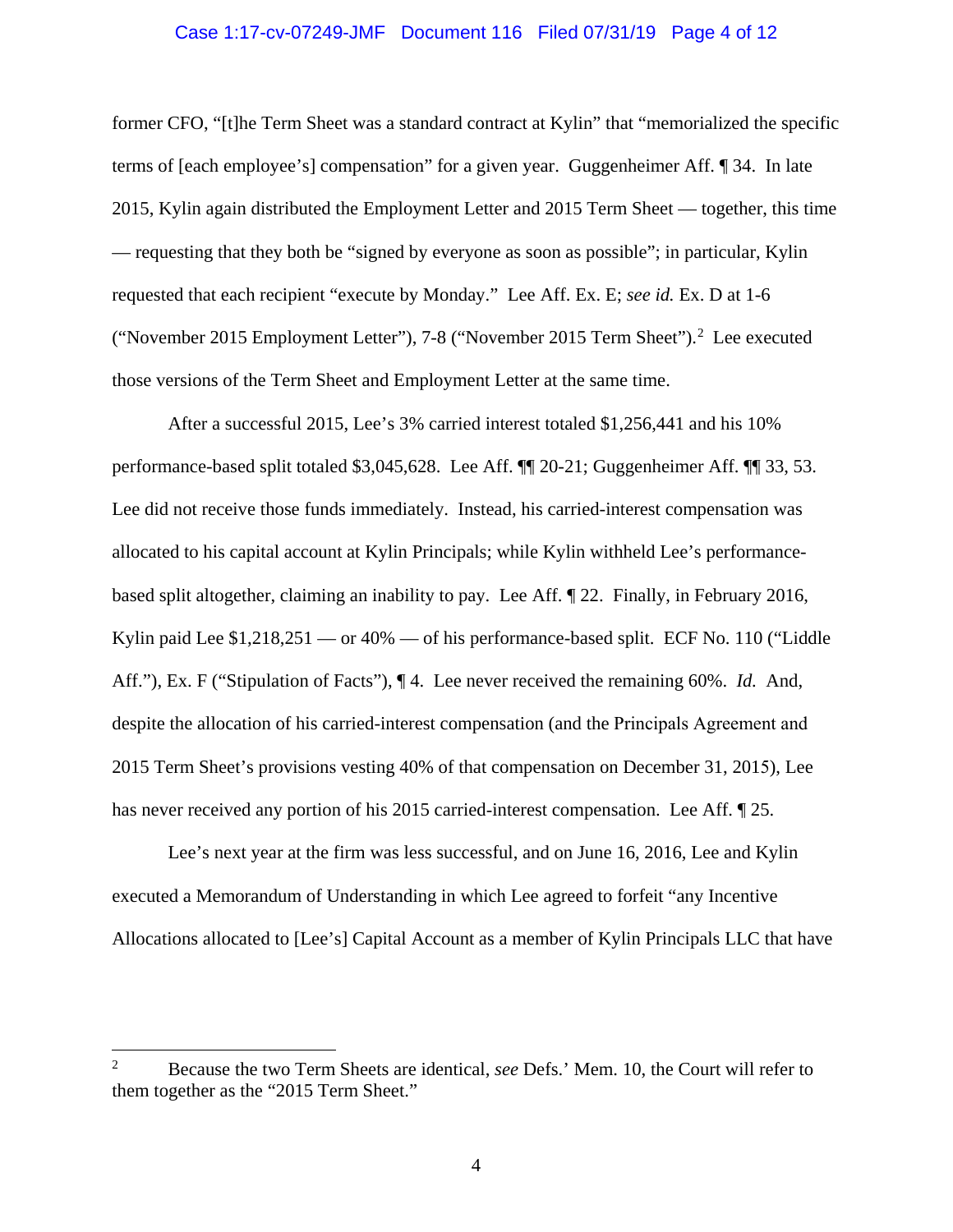former CFO, "[t]he Term Sheet was a standard contract at Kylin" that "memorialized the specific terms of [each employee's] compensation" for a given year. Guggenheimer Aff. ¶ 34. In late 2015, Kylin again distributed the Employment Letter and 2015 Term Sheet — together, this time — requesting that they both be "signed by everyone as soon as possible"; in particular, Kylin requested that each recipient "execute by Monday." Lee Aff. Ex. E; *see id.* Ex. D at 1-6 ("November 2015 Employment Letter"), 7-8 ("November 2015 Term Sheet").[2] Lee executed those versions of the Term Sheet and Employment Letter at the same time.

After a successful 2015, Lee's 3% carried interest totaled $1,256,441 and his 10% performance-based split totaled $3,045,628. Lee Aff. ¶¶ 20-21; Guggenheimer Aff. ¶¶ 33, 53. Lee did not receive those funds immediately. Instead, his carried-interest compensation was allocated to his capital account at Kylin Principals; while Kylin withheld Lee's performance-based split altogether, claiming an inability to pay. Lee Aff. ¶ 22. Finally, in February 2016, Kylin paid Lee $1,218,251 — or 40% — of his performance-based split. ECF No. 110 ("Liddle Aff."), Ex. F ("Stipulation of Facts"), ¶ 4. Lee never received the remaining 60%. *Id.* And, despite the allocation of his carried-interest compensation (and the Principals Agreement and 2015 Term Sheet's provisions vesting 40% of that compensation on December 31, 2015), Lee has never received any portion of his 2015 carried-interest compensation. Lee Aff. ¶ 25.

Lee's next year at the firm was less successful, and on June 16, 2016, Lee and Kylin executed a Memorandum of Understanding in which Lee agreed to forfeit "any Incentive Allocations allocated to [Lee's] Capital Account as a member of Kylin Principals LLC that have

---

[2] Because the two Term Sheets are identical, *see* Defs.' Mem. 10, the Court will refer to them together as the "2015 Term Sheet."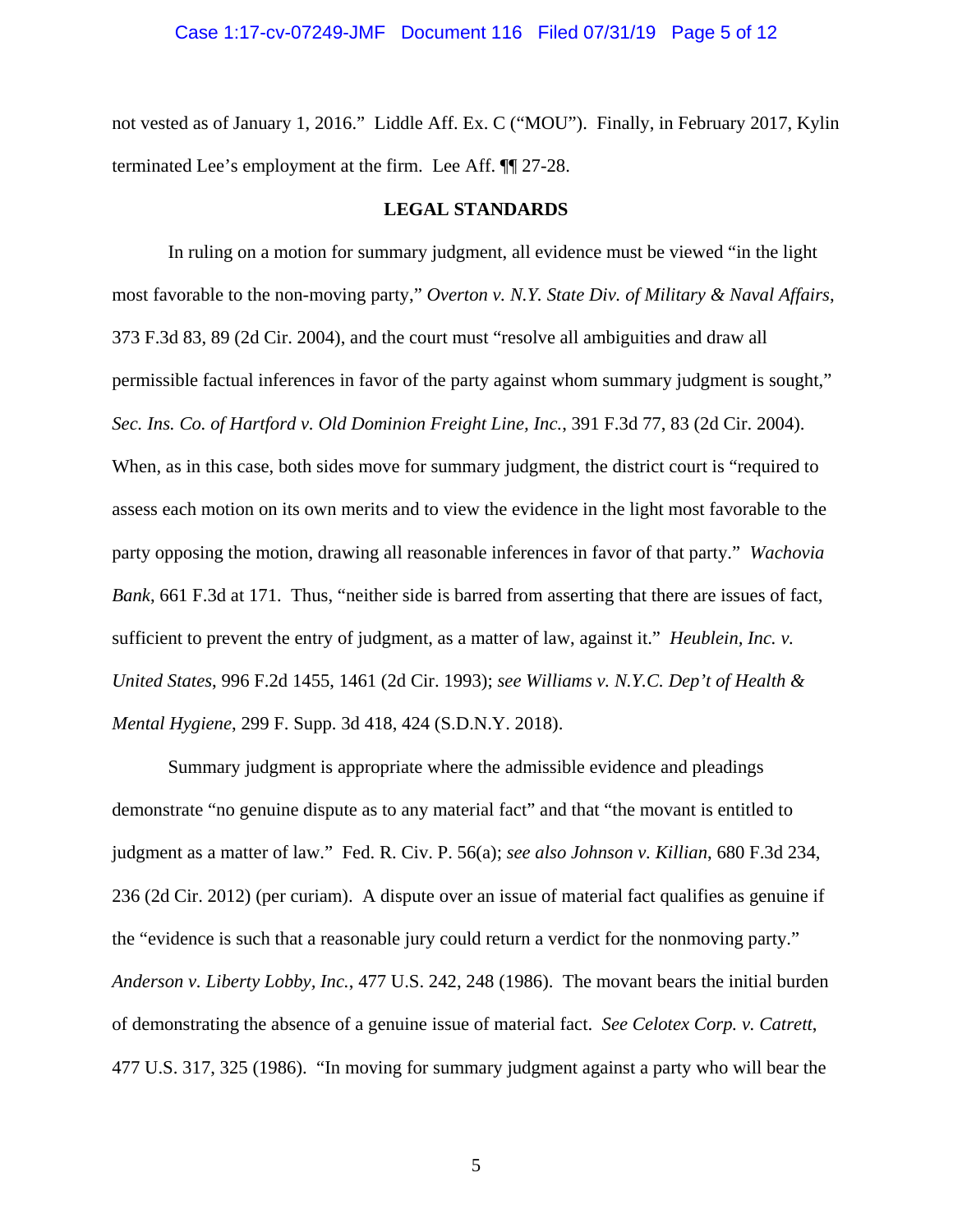not vested as of January 1, 2016." Liddle Aff. Ex. C ("MOU"). Finally, in February 2017, Kylin terminated Lee's employment at the firm. Lee Aff. ¶¶ 27-28.

## LEGAL STANDARDS

In ruling on a motion for summary judgment, all evidence must be viewed "in the light most favorable to the non-moving party," *Overton v. N.Y. State Div. of Military & Naval Affairs*, 373 F.3d 83, 89 (2d Cir. 2004), and the court must "resolve all ambiguities and draw all permissible factual inferences in favor of the party against whom summary judgment is sought," *Sec. Ins. Co. of Hartford v. Old Dominion Freight Line, Inc.*, 391 F.3d 77, 83 (2d Cir. 2004). When, as in this case, both sides move for summary judgment, the district court is "required to assess each motion on its own merits and to view the evidence in the light most favorable to the party opposing the motion, drawing all reasonable inferences in favor of that party." *Wachovia Bank*, 661 F.3d at 171. Thus, "neither side is barred from asserting that there are issues of fact, sufficient to prevent the entry of judgment, as a matter of law, against it." *Heublein, Inc. v. United States*, 996 F.2d 1455, 1461 (2d Cir. 1993); *see Williams v. N.Y.C. Dep't of Health & Mental Hygiene*, 299 F. Supp. 3d 418, 424 (S.D.N.Y. 2018).

Summary judgment is appropriate where the admissible evidence and pleadings demonstrate "no genuine dispute as to any material fact" and that "the movant is entitled to judgment as a matter of law." Fed. R. Civ. P. 56(a); *see also Johnson v. Killian*, 680 F.3d 234, 236 (2d Cir. 2012) (per curiam). A dispute over an issue of material fact qualifies as genuine if the "evidence is such that a reasonable jury could return a verdict for the nonmoving party." *Anderson v. Liberty Lobby, Inc.*, 477 U.S. 242, 248 (1986). The movant bears the initial burden of demonstrating the absence of a genuine issue of material fact. *See Celotex Corp. v. Catrett*, 477 U.S. 317, 325 (1986). "In moving for summary judgment against a party who will bear the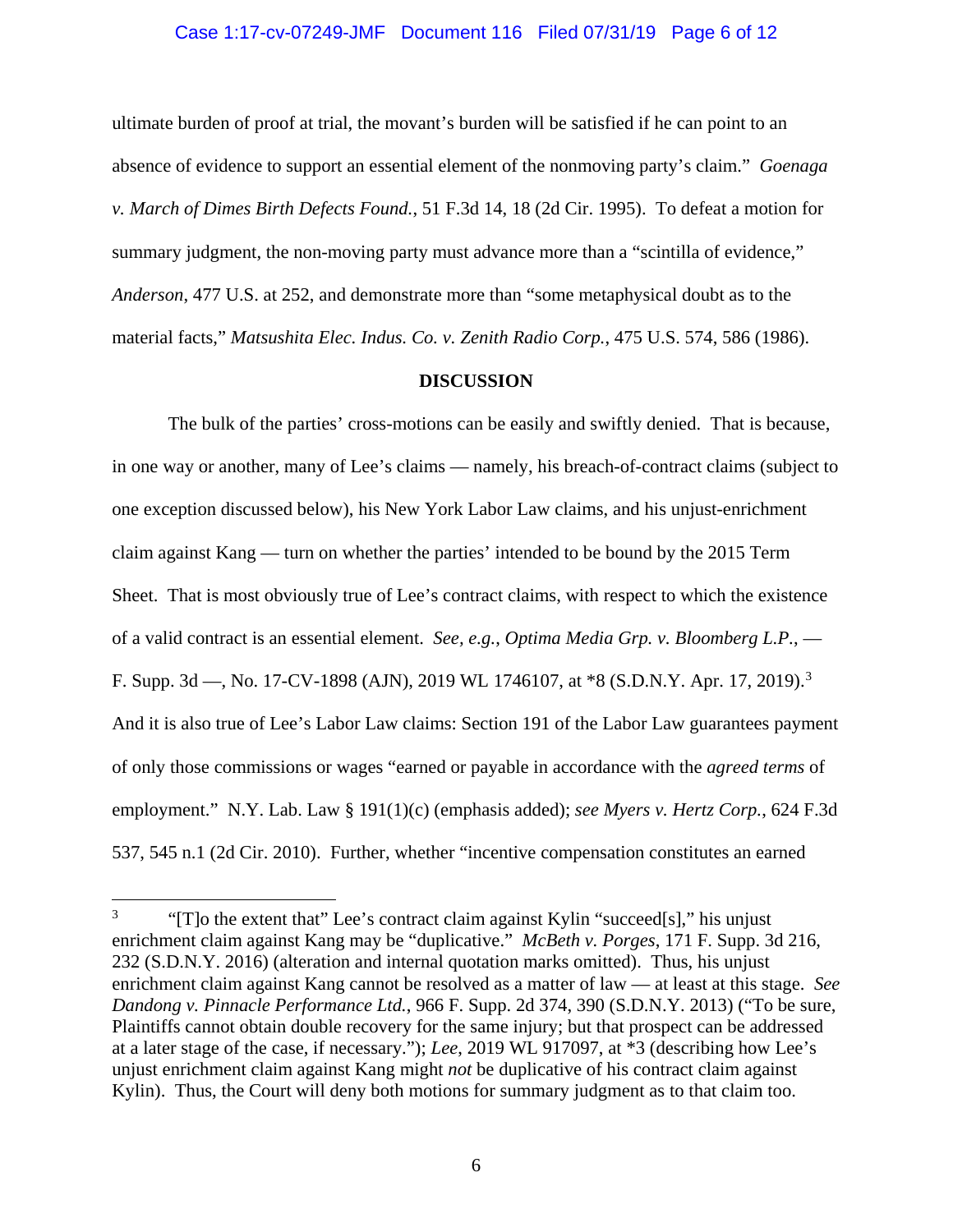ultimate burden of proof at trial, the movant's burden will be satisfied if he can point to an absence of evidence to support an essential element of the nonmoving party's claim." *Goenaga v. March of Dimes Birth Defects Found.*, 51 F.3d 14, 18 (2d Cir. 1995). To defeat a motion for summary judgment, the non-moving party must advance more than a "scintilla of evidence," *Anderson*, 477 U.S. at 252, and demonstrate more than "some metaphysical doubt as to the material facts," *Matsushita Elec. Indus. Co. v. Zenith Radio Corp.*, 475 U.S. 574, 586 (1986).

## DISCUSSION

The bulk of the parties' cross-motions can be easily and swiftly denied. That is because, in one way or another, many of Lee's claims — namely, his breach-of-contract claims (subject to one exception discussed below), his New York Labor Law claims, and his unjust-enrichment claim against Kang — turn on whether the parties' intended to be bound by the 2015 Term Sheet. That is most obviously true of Lee's contract claims, with respect to which the existence of a valid contract is an essential element. *See, e.g.*, *Optima Media Grp. v. Bloomberg L.P.*, — F. Supp. 3d —, No. 17-CV-1898 (AJN), 2019 WL 1746107, at *8 (S.D.N.Y. Apr. 17, 2019).[3] And it is also true of Lee's Labor Law claims: Section 191 of the Labor Law guarantees payment of only those commissions or wages "earned or payable in accordance with the *agreed terms* of employment." N.Y. Lab. Law § 191(1)(c) (emphasis added); *see Myers v. Hertz Corp.*, 624 F.3d 537, 545 n.1 (2d Cir. 2010). Further, whether "incentive compensation constitutes an earned

---

[3] "[T]o the extent that" Lee's contract claim against Kylin "succeed[s]," his unjust enrichment claim against Kang may be "duplicative." *McBeth v. Porges*, 171 F. Supp. 3d 216, 232 (S.D.N.Y. 2016) (alteration and internal quotation marks omitted). Thus, his unjust enrichment claim against Kang cannot be resolved as a matter of law — at least at this stage. *See Dandong v. Pinnacle Performance Ltd.*, 966 F. Supp. 2d 374, 390 (S.D.N.Y. 2013) ("To be sure, Plaintiffs cannot obtain double recovery for the same injury; but that prospect can be addressed at a later stage of the case, if necessary."); *Lee*, 2019 WL 917097, at *3 (describing how Lee's unjust enrichment claim against Kang might *not* be duplicative of his contract claim against Kylin). Thus, the Court will deny both motions for summary judgment as to that claim too.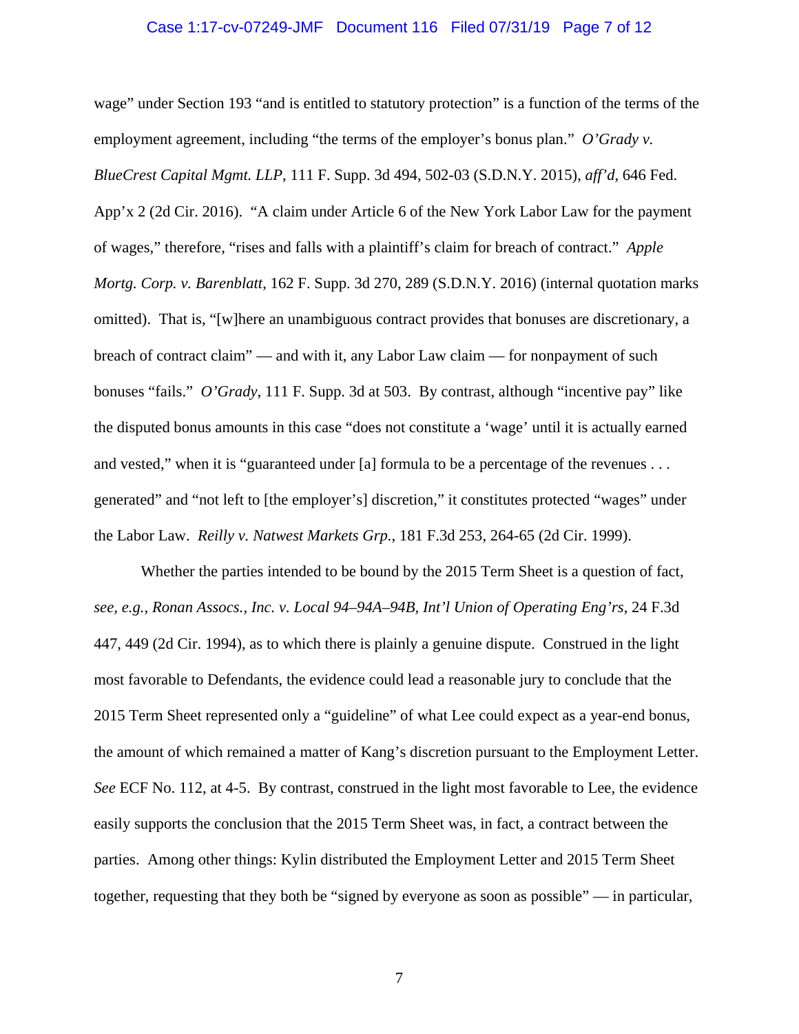wage" under Section 193 "and is entitled to statutory protection" is a function of the terms of the employment agreement, including "the terms of the employer's bonus plan." *O'Grady v. BlueCrest Capital Mgmt. LLP*, 111 F. Supp. 3d 494, 502-03 (S.D.N.Y. 2015), *aff'd*, 646 Fed. App'x 2 (2d Cir. 2016). "A claim under Article 6 of the New York Labor Law for the payment of wages," therefore, "rises and falls with a plaintiff's claim for breach of contract." *Apple Mortg. Corp. v. Barenblatt*, 162 F. Supp. 3d 270, 289 (S.D.N.Y. 2016) (internal quotation marks omitted). That is, "[w]here an unambiguous contract provides that bonuses are discretionary, a breach of contract claim" — and with it, any Labor Law claim — for nonpayment of such bonuses "fails." *O'Grady*, 111 F. Supp. 3d at 503. By contrast, although "incentive pay" like the disputed bonus amounts in this case "does not constitute a 'wage' until it is actually earned and vested," when it is "guaranteed under [a] formula to be a percentage of the revenues . . . generated" and "not left to [the employer's] discretion," it constitutes protected "wages" under the Labor Law. *Reilly v. Natwest Markets Grp.*, 181 F.3d 253, 264-65 (2d Cir. 1999).

Whether the parties intended to be bound by the 2015 Term Sheet is a question of fact, *see, e.g.*, *Ronan Assocs., Inc. v. Local 94–94A–94B, Int'l Union of Operating Eng'rs*, 24 F.3d 447, 449 (2d Cir. 1994), as to which there is plainly a genuine dispute. Construed in the light most favorable to Defendants, the evidence could lead a reasonable jury to conclude that the 2015 Term Sheet represented only a "guideline" of what Lee could expect as a year-end bonus, the amount of which remained a matter of Kang's discretion pursuant to the Employment Letter. *See* ECF No. 112, at 4-5. By contrast, construed in the light most favorable to Lee, the evidence easily supports the conclusion that the 2015 Term Sheet was, in fact, a contract between the parties. Among other things: Kylin distributed the Employment Letter and 2015 Term Sheet together, requesting that they both be "signed by everyone as soon as possible" — in particular,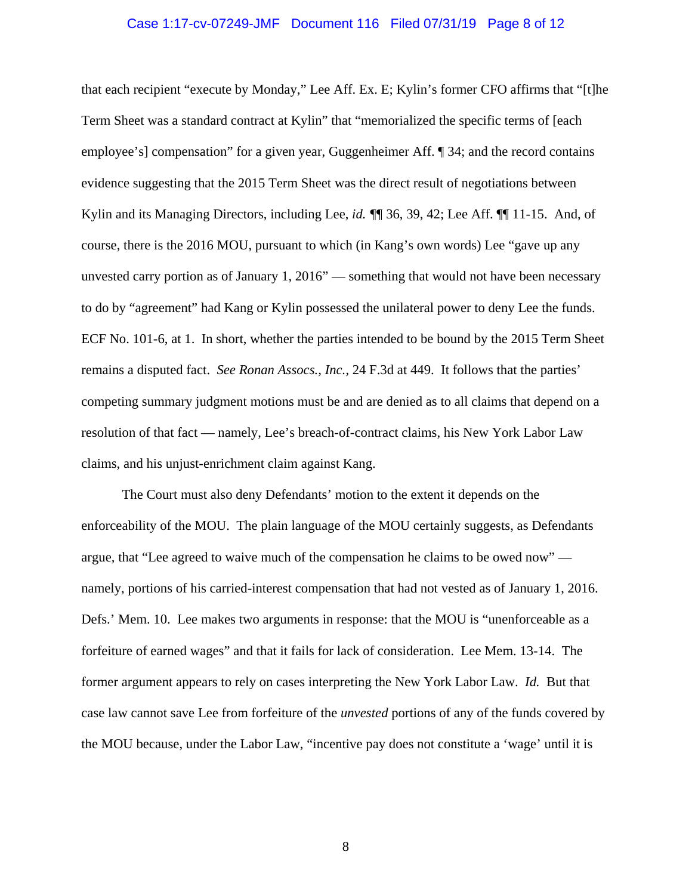that each recipient "execute by Monday," Lee Aff. Ex. E; Kylin's former CFO affirms that "[t]he Term Sheet was a standard contract at Kylin" that "memorialized the specific terms of [each employee's] compensation" for a given year, Guggenheimer Aff. ¶ 34; and the record contains evidence suggesting that the 2015 Term Sheet was the direct result of negotiations between Kylin and its Managing Directors, including Lee, *id.* ¶¶ 36, 39, 42; Lee Aff. ¶¶ 11-15. And, of course, there is the 2016 MOU, pursuant to which (in Kang's own words) Lee "gave up any unvested carry portion as of January 1, 2016" — something that would not have been necessary to do by "agreement" had Kang or Kylin possessed the unilateral power to deny Lee the funds. ECF No. 101-6, at 1. In short, whether the parties intended to be bound by the 2015 Term Sheet remains a disputed fact. *See Ronan Assocs., Inc.*, 24 F.3d at 449. It follows that the parties' competing summary judgment motions must be and are denied as to all claims that depend on a resolution of that fact — namely, Lee's breach-of-contract claims, his New York Labor Law claims, and his unjust-enrichment claim against Kang.

The Court must also deny Defendants' motion to the extent it depends on the enforceability of the MOU. The plain language of the MOU certainly suggests, as Defendants argue, that "Lee agreed to waive much of the compensation he claims to be owed now" — namely, portions of his carried-interest compensation that had not vested as of January 1, 2016. Defs.' Mem. 10. Lee makes two arguments in response: that the MOU is "unenforceable as a forfeiture of earned wages" and that it fails for lack of consideration. Lee Mem. 13-14. The former argument appears to rely on cases interpreting the New York Labor Law. *Id.* But that case law cannot save Lee from forfeiture of the *unvested* portions of any of the funds covered by the MOU because, under the Labor Law, "incentive pay does not constitute a 'wage' until it is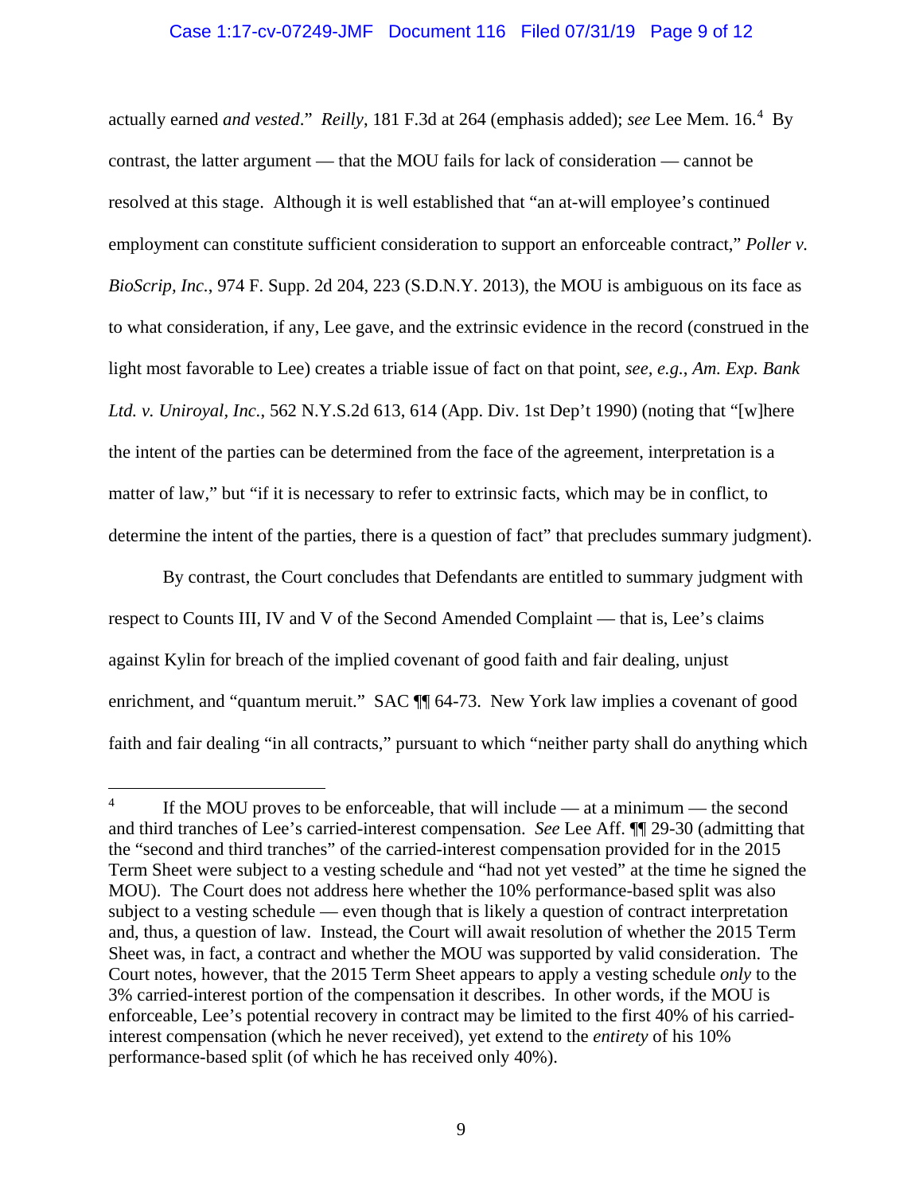actually earned *and vested*." *Reilly*, 181 F.3d at 264 (emphasis added); *see* Lee Mem. 16.[4] By contrast, the latter argument — that the MOU fails for lack of consideration — cannot be resolved at this stage. Although it is well established that "an at-will employee's continued employment can constitute sufficient consideration to support an enforceable contract," *Poller v. BioScrip, Inc.*, 974 F. Supp. 2d 204, 223 (S.D.N.Y. 2013), the MOU is ambiguous on its face as to what consideration, if any, Lee gave, and the extrinsic evidence in the record (construed in the light most favorable to Lee) creates a triable issue of fact on that point, *see, e.g.*, *Am. Exp. Bank Ltd. v. Uniroyal, Inc.*, 562 N.Y.S.2d 613, 614 (App. Div. 1st Dep't 1990) (noting that "[w]here the intent of the parties can be determined from the face of the agreement, interpretation is a matter of law," but "if it is necessary to refer to extrinsic facts, which may be in conflict, to determine the intent of the parties, there is a question of fact" that precludes summary judgment).

By contrast, the Court concludes that Defendants are entitled to summary judgment with respect to Counts III, IV and V of the Second Amended Complaint — that is, Lee's claims against Kylin for breach of the implied covenant of good faith and fair dealing, unjust enrichment, and "quantum meruit." SAC ¶¶ 64-73. New York law implies a covenant of good faith and fair dealing "in all contracts," pursuant to which "neither party shall do anything which

---

[4] If the MOU proves to be enforceable, that will include — at a minimum — the second and third tranches of Lee's carried-interest compensation. *See* Lee Aff. ¶¶ 29-30 (admitting that the "second and third tranches" of the carried-interest compensation provided for in the 2015 Term Sheet were subject to a vesting schedule and "had not yet vested" at the time he signed the MOU). The Court does not address here whether the 10% performance-based split was also subject to a vesting schedule — even though that is likely a question of contract interpretation and, thus, a question of law. Instead, the Court will await resolution of whether the 2015 Term Sheet was, in fact, a contract and whether the MOU was supported by valid consideration. The Court notes, however, that the 2015 Term Sheet appears to apply a vesting schedule *only* to the 3% carried-interest portion of the compensation it describes. In other words, if the MOU is enforceable, Lee's potential recovery in contract may be limited to the first 40% of his carried-interest compensation (which he never received), yet extend to the *entirety* of his 10% performance-based split (of which he has received only 40%).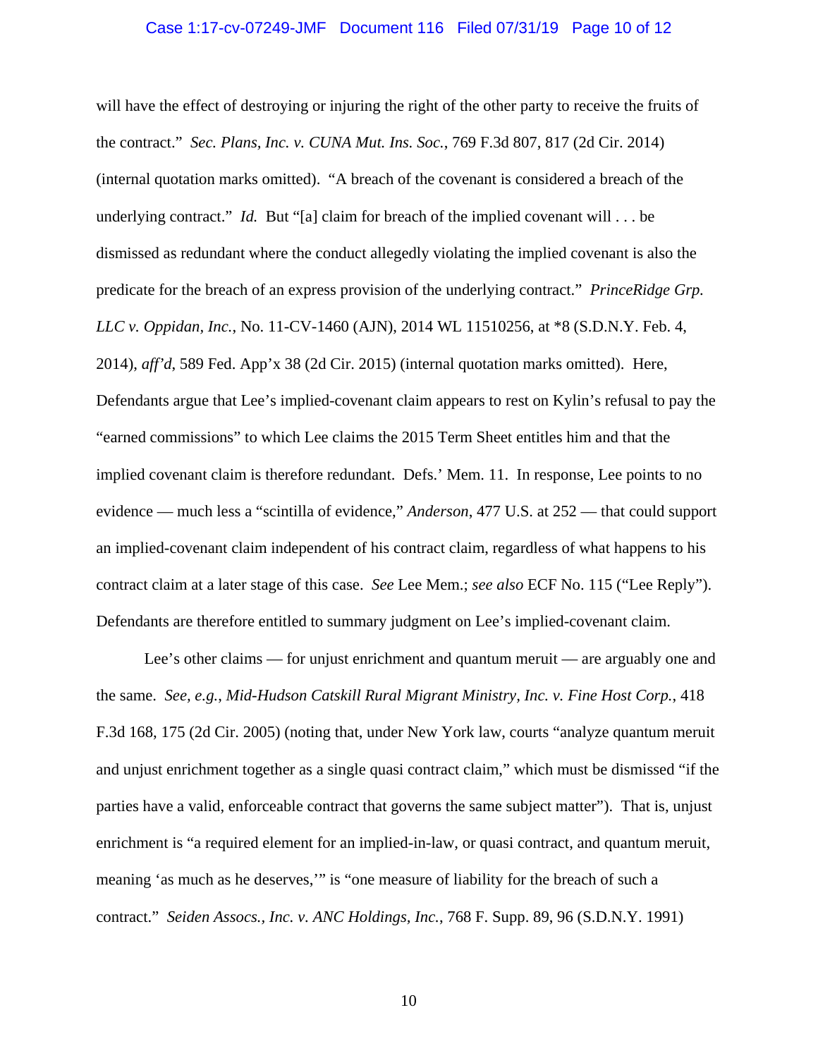will have the effect of destroying or injuring the right of the other party to receive the fruits of the contract." *Sec. Plans, Inc. v. CUNA Mut. Ins. Soc.*, 769 F.3d 807, 817 (2d Cir. 2014) (internal quotation marks omitted). "A breach of the covenant is considered a breach of the underlying contract." *Id.* But "[a] claim for breach of the implied covenant will . . . be dismissed as redundant where the conduct allegedly violating the implied covenant is also the predicate for the breach of an express provision of the underlying contract." *PrinceRidge Grp. LLC v. Oppidan, Inc.*, No. 11-CV-1460 (AJN), 2014 WL 11510256, at *8 (S.D.N.Y. Feb. 4, 2014), *aff'd*, 589 Fed. App'x 38 (2d Cir. 2015) (internal quotation marks omitted). Here, Defendants argue that Lee's implied-covenant claim appears to rest on Kylin's refusal to pay the "earned commissions" to which Lee claims the 2015 Term Sheet entitles him and that the implied covenant claim is therefore redundant. Defs.' Mem. 11. In response, Lee points to no evidence — much less a "scintilla of evidence," *Anderson*, 477 U.S. at 252 — that could support an implied-covenant claim independent of his contract claim, regardless of what happens to his contract claim at a later stage of this case. *See* Lee Mem.; *see also* ECF No. 115 ("Lee Reply"). Defendants are therefore entitled to summary judgment on Lee's implied-covenant claim.

Lee's other claims — for unjust enrichment and quantum meruit — are arguably one and the same. *See, e.g.*, *Mid-Hudson Catskill Rural Migrant Ministry, Inc. v. Fine Host Corp.*, 418 F.3d 168, 175 (2d Cir. 2005) (noting that, under New York law, courts "analyze quantum meruit and unjust enrichment together as a single quasi contract claim," which must be dismissed "if the parties have a valid, enforceable contract that governs the same subject matter"). That is, unjust enrichment is "a required element for an implied-in-law, or quasi contract, and quantum meruit, meaning 'as much as he deserves,'" is "one measure of liability for the breach of such a contract." *Seiden Assocs., Inc. v. ANC Holdings, Inc.*, 768 F. Supp. 89, 96 (S.D.N.Y. 1991)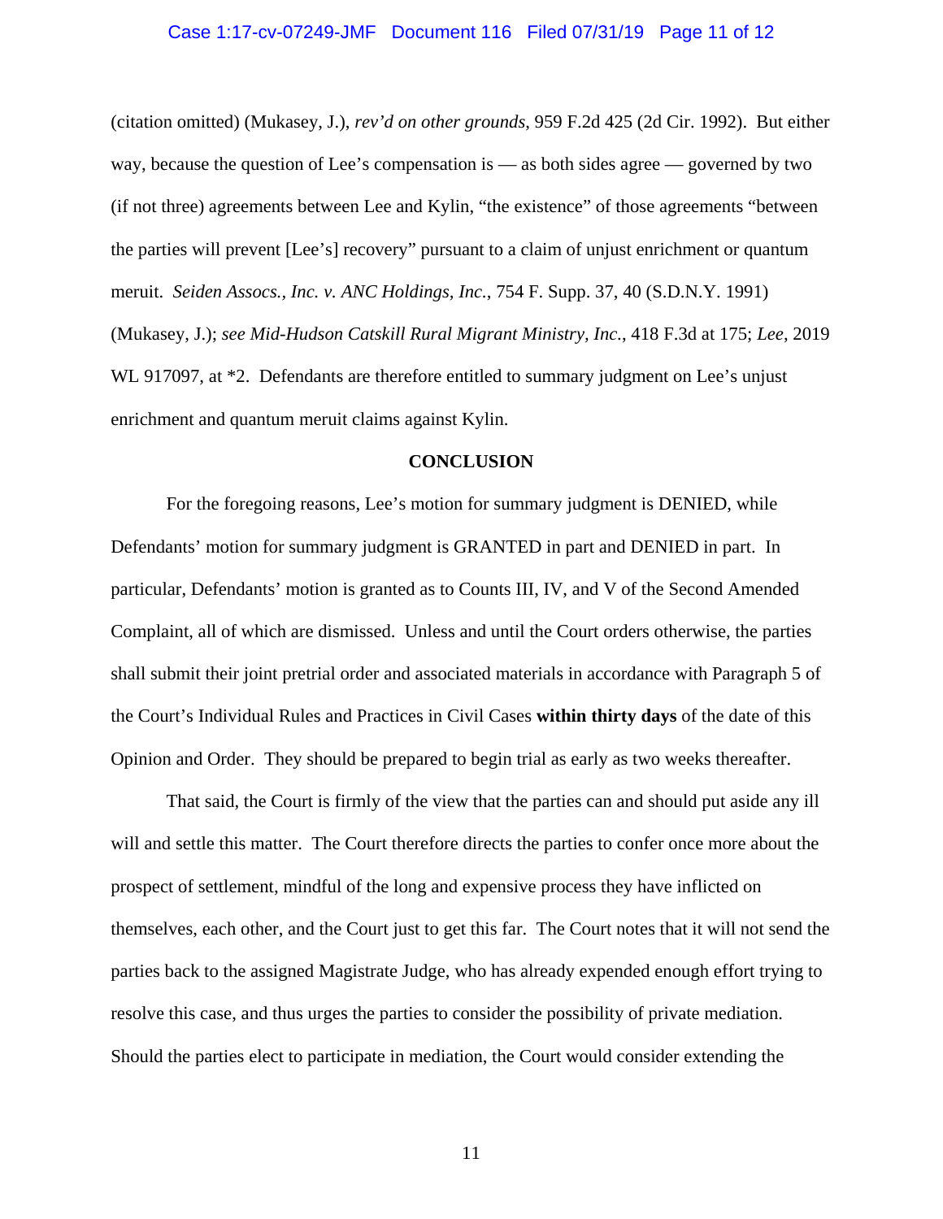(citation omitted) (Mukasey, J.), *rev'd on other grounds*, 959 F.2d 425 (2d Cir. 1992). But either way, because the question of Lee's compensation is — as both sides agree — governed by two (if not three) agreements between Lee and Kylin, "the existence" of those agreements "between the parties will prevent [Lee's] recovery" pursuant to a claim of unjust enrichment or quantum meruit. *Seiden Assocs., Inc. v. ANC Holdings, Inc.*, 754 F. Supp. 37, 40 (S.D.N.Y. 1991) (Mukasey, J.); *see Mid-Hudson Catskill Rural Migrant Ministry, Inc.*, 418 F.3d at 175; *Lee*, 2019 WL 917097, at *2. Defendants are therefore entitled to summary judgment on Lee's unjust enrichment and quantum meruit claims against Kylin.

## CONCLUSION

For the foregoing reasons, Lee's motion for summary judgment is DENIED, while Defendants' motion for summary judgment is GRANTED in part and DENIED in part. In particular, Defendants' motion is granted as to Counts III, IV, and V of the Second Amended Complaint, all of which are dismissed. Unless and until the Court orders otherwise, the parties shall submit their joint pretrial order and associated materials in accordance with Paragraph 5 of the Court's Individual Rules and Practices in Civil Cases **within thirty days** of the date of this Opinion and Order. They should be prepared to begin trial as early as two weeks thereafter.

That said, the Court is firmly of the view that the parties can and should put aside any ill will and settle this matter. The Court therefore directs the parties to confer once more about the prospect of settlement, mindful of the long and expensive process they have inflicted on themselves, each other, and the Court just to get this far. The Court notes that it will not send the parties back to the assigned Magistrate Judge, who has already expended enough effort trying to resolve this case, and thus urges the parties to consider the possibility of private mediation. Should the parties elect to participate in mediation, the Court would consider extending the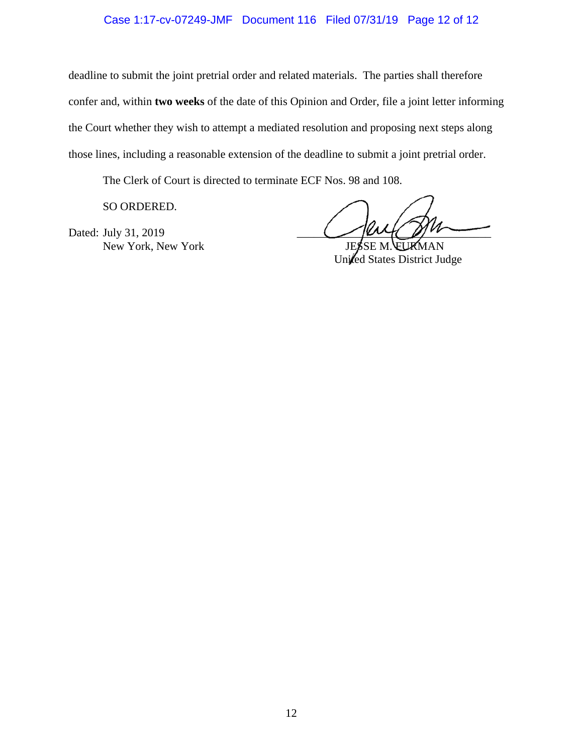deadline to submit the joint pretrial order and related materials. The parties shall therefore confer and, within **two weeks** of the date of this Opinion and Order, file a joint letter informing the Court whether they wish to attempt a mediated resolution and proposing next steps along those lines, including a reasonable extension of the deadline to submit a joint pretrial order.

The Clerk of Court is directed to terminate ECF Nos. 98 and 108.

SO ORDERED.

Dated: July 31, 2019
New York, New York

JESSE M. FURMAN
United States District Judge